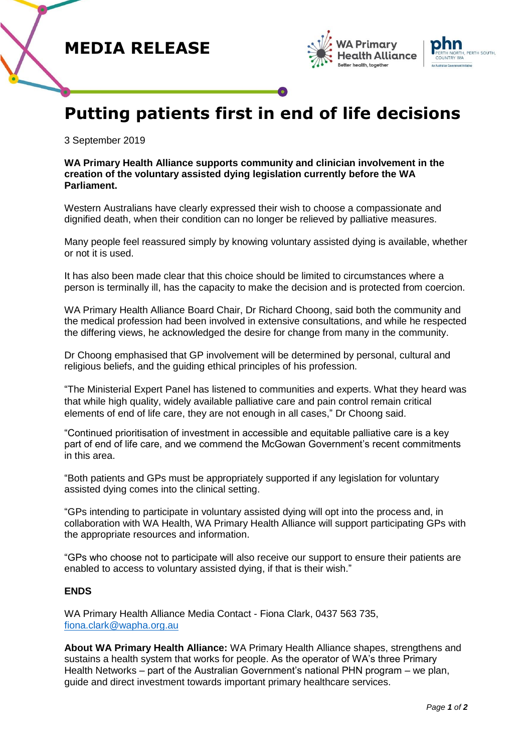MEDIA RELEASE

# Putting patients first in end of life decisions

3 September 2019

**WA Primary Health Alliance supports community and clinician involvement in the creation of the voluntary assisted dying legislation currently before the WA Parliament.**

Western Australians have clearly expressed their wish to choose a compassionate and dignified death, when their condition can no longer be relieved by palliative measures.

Many people feel reassured simply by knowing voluntary assisted dying is available, whether or not it is used.

It has also been made clear that this choice should be limited to circumstances where a person is terminally ill, has the capacity to make the decision and is protected from coercion.

WA Primary Health Alliance Board Chair, Dr Richard Choong, said both the community and the medical profession had been involved in extensive consultations, and while he respected the differing views, he acknowledged the desire for change from many in the community.

Dr Choong emphasised that GP involvement will be determined by personal, cultural and religious beliefs, and the guiding ethical principles of his profession.

"The Ministerial Expert Panel has listened to communities and experts. What they heard was that while high quality, widely available palliative care and pain control remain critical elements of end of life care, they are not enough in all cases," Dr Choong said.

"Continued prioritisation of investment in accessible and equitable palliative care is a key part of end of life care, and we commend the McGowan Government's recent commitments in this area.

"Both patients and GPs must be appropriately supported if any legislation for voluntary assisted dying comes into the clinical setting.

"GPs intending to participate in voluntary assisted dying will opt into the process and, in collaboration with WA Health, WA Primary Health Alliance will support participating GPs with the appropriate resources and information.

"GPs who choose not to participate will also receive our support to ensure their patients are enabled to access to voluntary assisted dying, if that is their wish."

**ENDS**

WA Primary Health Alliance Media Contact - Fiona Clark, 0437 563 735, fiona.clark@wapha.org.au

**About WA Primary Health Alliance:** WA Primary Health Alliance shapes, strengthens and sustains a health system that works for people. As the operator of WA's three Primary Health Networks – part of the Australian Government's national PHN program – we plan, guide and direct investment towards important primary healthcare services.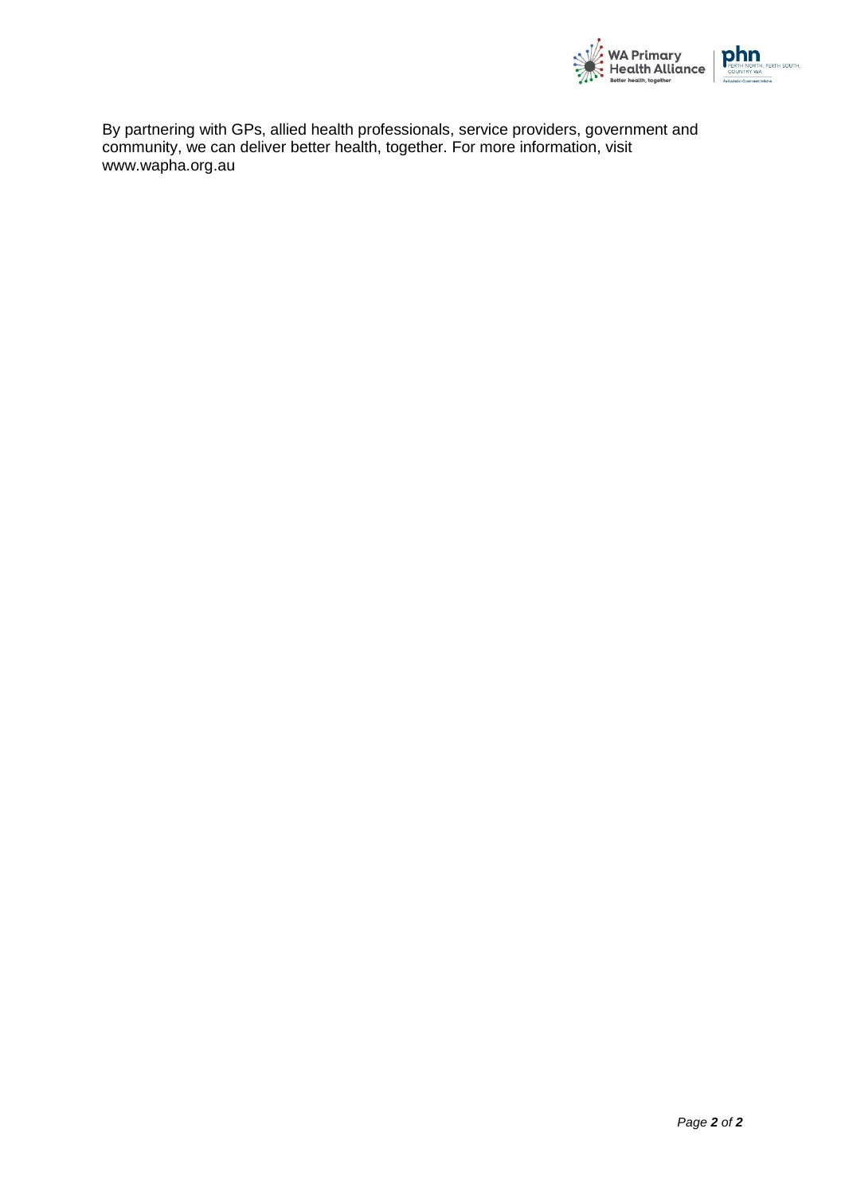By partnering with GPs, allied health professionals, service providers, government and community, we can deliver better health, together. For more information, visit www.wapha.org.au